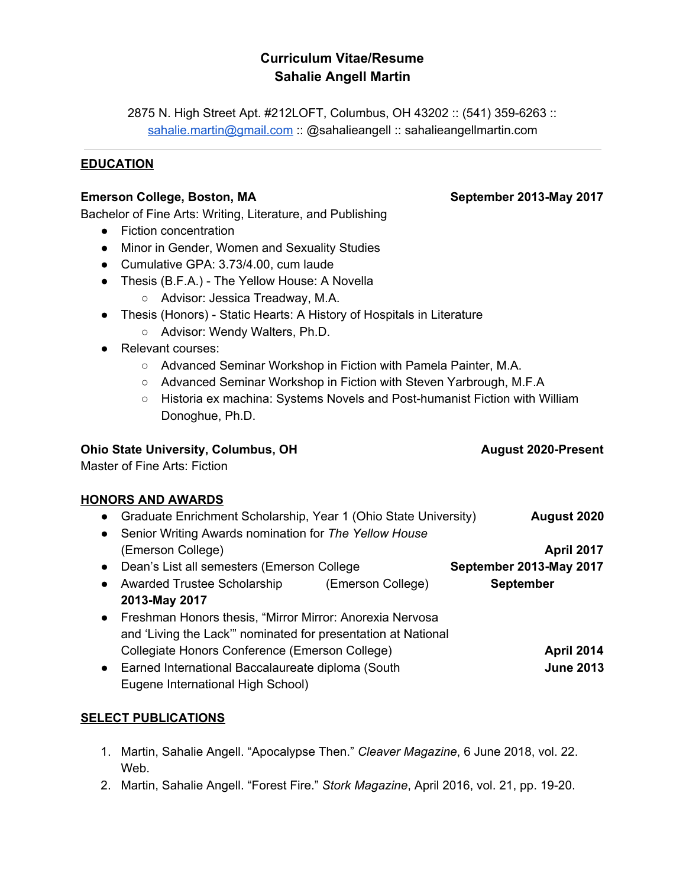# Curriculum Vitae/Resume
# Sahalie Angell Martin

2875 N. High Street Apt. #212LOFT, Columbus, OH 43202 :: (541) 359-6263 :: sahalie.martin@gmail.com :: @sahalieangell :: sahalieangellmartin.com

---

## EDUCATION

**Emerson College, Boston, MA** **September 2013-May 2017**

Bachelor of Fine Arts: Writing, Literature, and Publishing

- Fiction concentration
- Minor in Gender, Women and Sexuality Studies
- Cumulative GPA: 3.73/4.00, cum laude
- Thesis (B.F.A.) - The Yellow House: A Novella
    - Advisor: Jessica Treadway, M.A.
- Thesis (Honors) - Static Hearts: A History of Hospitals in Literature
    - Advisor: Wendy Walters, Ph.D.
- Relevant courses:
    - Advanced Seminar Workshop in Fiction with Pamela Painter, M.A.
    - Advanced Seminar Workshop in Fiction with Steven Yarbrough, M.F.A
    - Historia ex machina: Systems Novels and Post-humanist Fiction with William Donoghue, Ph.D.

**Ohio State University, Columbus, OH** **August 2020-Present**

Master of Fine Arts: Fiction

## HONORS AND AWARDS

- Graduate Enrichment Scholarship, Year 1 (Ohio State University) **August 2020**
- Senior Writing Awards nomination for *The Yellow House* (Emerson College) **April 2017**
- Dean's List all semesters (Emerson College **September 2013-May 2017**
- Awarded Trustee Scholarship (Emerson College) **September 2013-May 2017**
- Freshman Honors thesis, "Mirror Mirror: Anorexia Nervosa and 'Living the Lack'" nominated for presentation at National Collegiate Honors Conference (Emerson College) **April 2014**
- Earned International Baccalaureate diploma (South Eugene International High School) **June 2013**

## SELECT PUBLICATIONS

1. Martin, Sahalie Angell. "Apocalypse Then." *Cleaver Magazine*, 6 June 2018, vol. 22. Web.
2. Martin, Sahalie Angell. "Forest Fire." *Stork Magazine*, April 2016, vol. 21, pp. 19-20.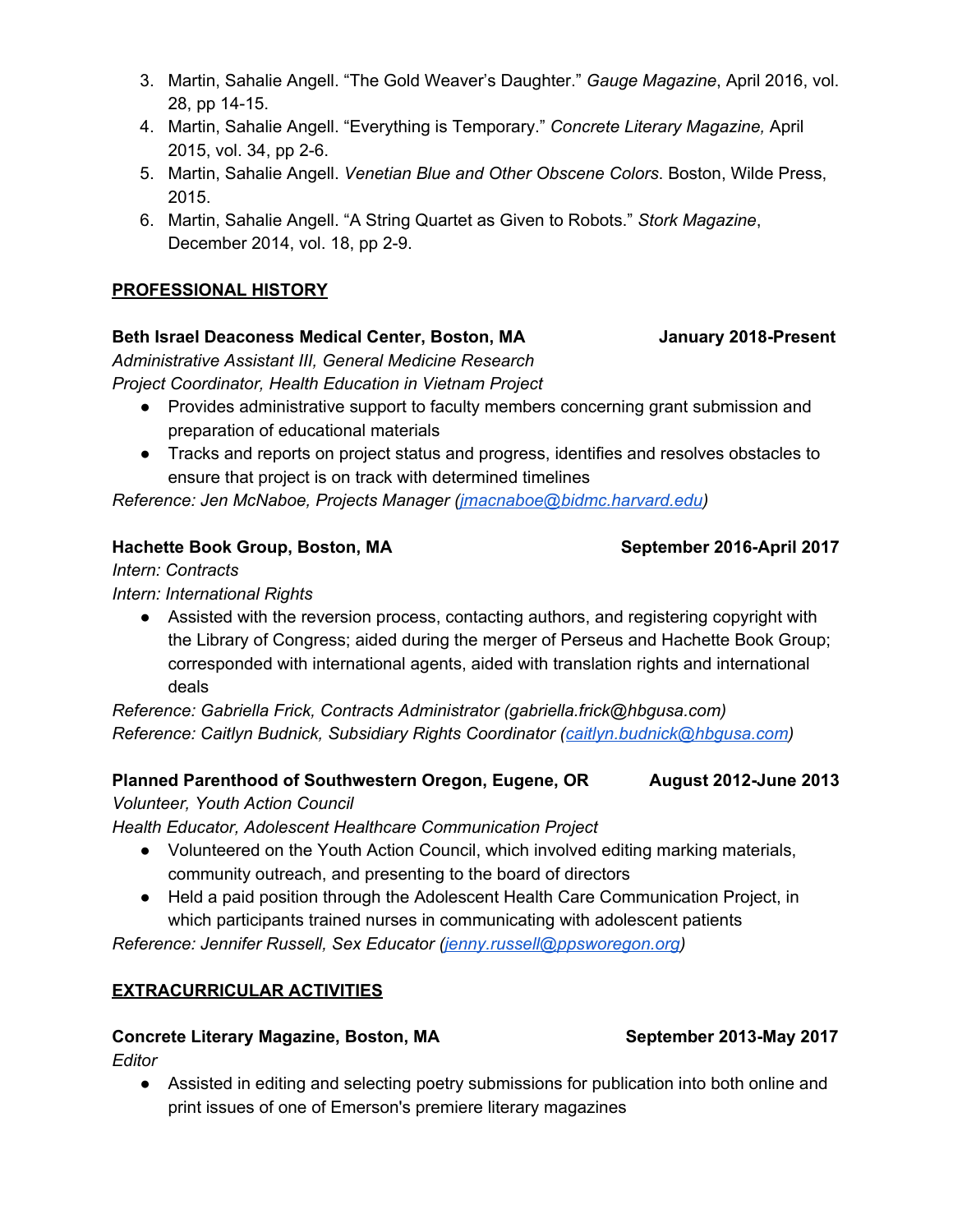3. Martin, Sahalie Angell. "The Gold Weaver's Daughter." *Gauge Magazine*, April 2016, vol. 28, pp 14-15.
4. Martin, Sahalie Angell. "Everything is Temporary." *Concrete Literary Magazine,* April 2015, vol. 34, pp 2-6.
5. Martin, Sahalie Angell. *Venetian Blue and Other Obscene Colors*. Boston, Wilde Press, 2015.
6. Martin, Sahalie Angell. "A String Quartet as Given to Robots." *Stork Magazine*, December 2014, vol. 18, pp 2-9.

## PROFESSIONAL HISTORY

**Beth Israel Deaconess Medical Center, Boston, MA** **January 2018-Present**
*Administrative Assistant III, General Medicine Research*
*Project Coordinator, Health Education in Vietnam Project*

- Provides administrative support to faculty members concerning grant submission and preparation of educational materials
- Tracks and reports on project status and progress, identifies and resolves obstacles to ensure that project is on track with determined timelines

*Reference: Jen McNaboe, Projects Manager (jmacnaboe@bidmc.harvard.edu)*

**Hachette Book Group, Boston, MA** **September 2016-April 2017**
*Intern: Contracts*
*Intern: International Rights*

- Assisted with the reversion process, contacting authors, and registering copyright with the Library of Congress; aided during the merger of Perseus and Hachette Book Group; corresponded with international agents, aided with translation rights and international deals

*Reference: Gabriella Frick, Contracts Administrator (gabriella.frick@hbgusa.com)*
*Reference: Caitlyn Budnick, Subsidiary Rights Coordinator (caitlyn.budnick@hbgusa.com)*

**Planned Parenthood of Southwestern Oregon, Eugene, OR** **August 2012-June 2013**
*Volunteer, Youth Action Council*
*Health Educator, Adolescent Healthcare Communication Project*

- Volunteered on the Youth Action Council, which involved editing marking materials, community outreach, and presenting to the board of directors
- Held a paid position through the Adolescent Health Care Communication Project, in which participants trained nurses in communicating with adolescent patients

*Reference: Jennifer Russell, Sex Educator (jenny.russell@ppsworegon.org)*

## EXTRACURRICULAR ACTIVITIES

**Concrete Literary Magazine, Boston, MA** **September 2013-May 2017**
*Editor*

- Assisted in editing and selecting poetry submissions for publication into both online and print issues of one of Emerson's premiere literary magazines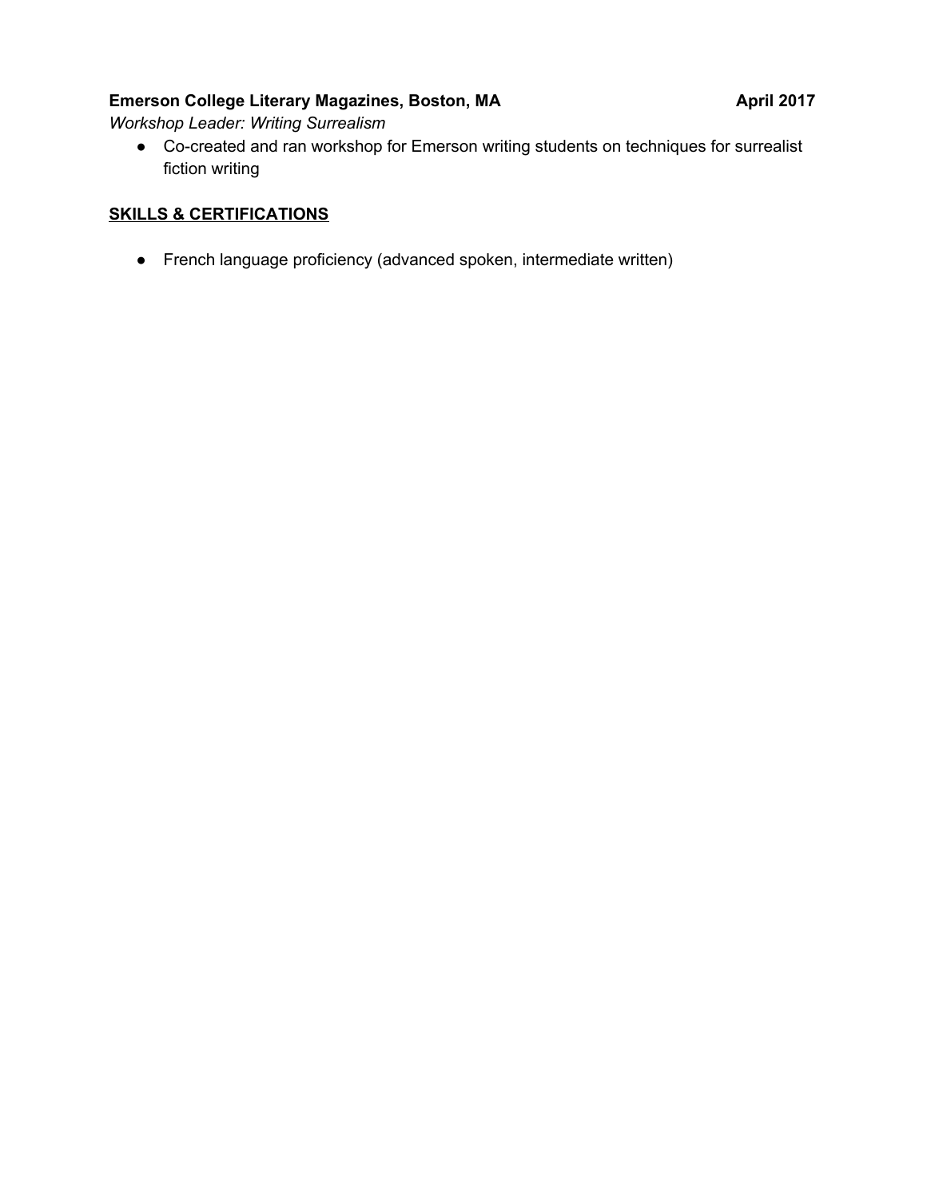**Emerson College Literary Magazines, Boston, MA** **April 2017**

*Workshop Leader: Writing Surrealism*

- Co-created and ran workshop for Emerson writing students on techniques for surrealist fiction writing

## SKILLS & CERTIFICATIONS

- French language proficiency (advanced spoken, intermediate written)